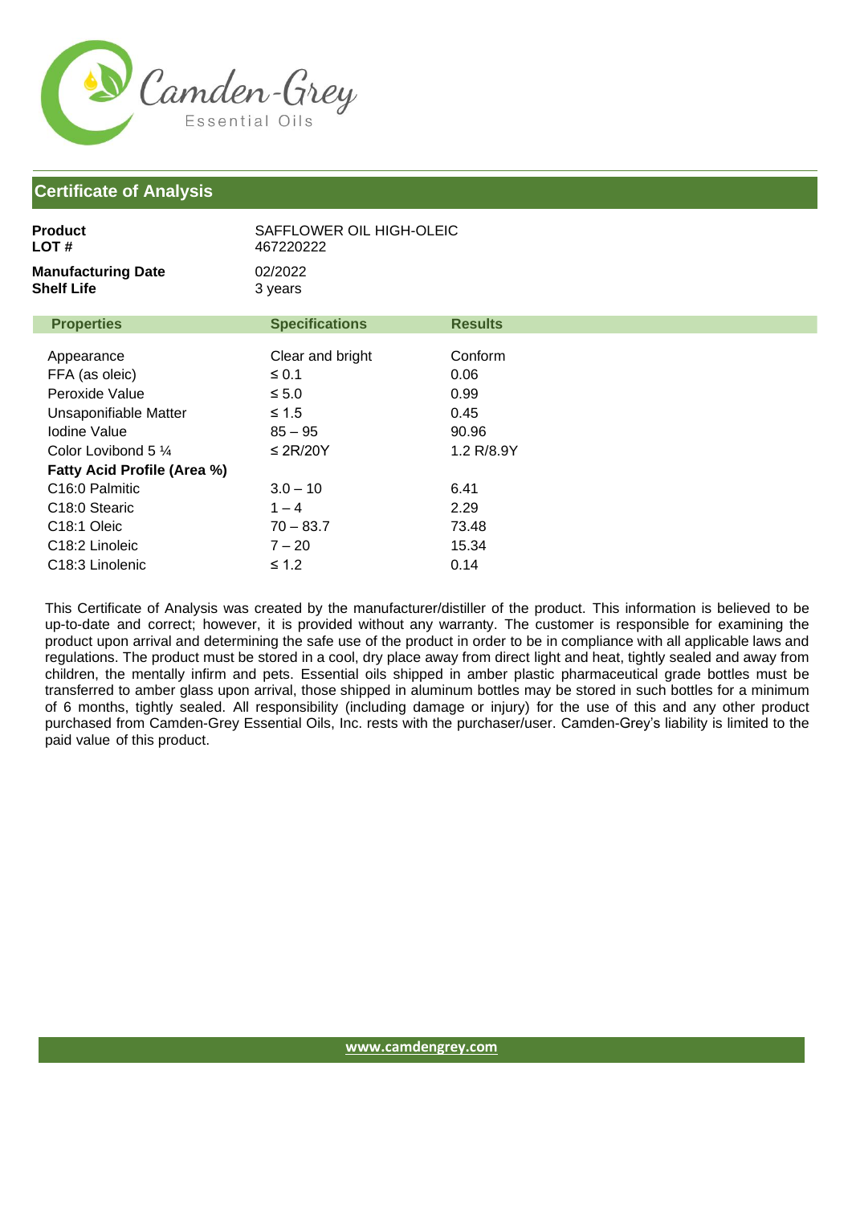Camden-Grey Essential Oils

## Certificate of Analysis

**Product** SAFFLOWER OIL HIGH-OLEIC
**LOT #** 467220222

**Manufacturing Date** 02/2022
**Shelf Life** 3 years

| Properties | Specifications | Results |
|---|---|---|
| Appearance | Clear and bright | Conform |
| FFA (as oleic) | ≤ 0.1 | 0.06 |
| Peroxide Value | ≤ 5.0 | 0.99 |
| Unsaponifiable Matter | ≤ 1.5 | 0.45 |
| Iodine Value | 85 – 95 | 90.96 |
| Color Lovibond 5 ¼ | ≤ 2R/20Y | 1.2 R/8.9Y |
| **Fatty Acid Profile (Area %)** | | |
| C16:0 Palmitic | 3.0 – 10 | 6.41 |
| C18:0 Stearic | 1 – 4 | 2.29 |
| C18:1 Oleic | 70 – 83.7 | 73.48 |
| C18:2 Linoleic | 7 – 20 | 15.34 |
| C18:3 Linolenic | ≤ 1.2 | 0.14 |

This Certificate of Analysis was created by the manufacturer/distiller of the product. This information is believed to be up-to-date and correct; however, it is provided without any warranty. The customer is responsible for examining the product upon arrival and determining the safe use of the product in order to be in compliance with all applicable laws and regulations. The product must be stored in a cool, dry place away from direct light and heat, tightly sealed and away from children, the mentally infirm and pets. Essential oils shipped in amber plastic pharmaceutical grade bottles must be transferred to amber glass upon arrival, those shipped in aluminum bottles may be stored in such bottles for a minimum of 6 months, tightly sealed. All responsibility (including damage or injury) for the use of this and any other product purchased from Camden-Grey Essential Oils, Inc. rests with the purchaser/user. Camden-Grey's liability is limited to the paid value of this product.

www.camdengrey.com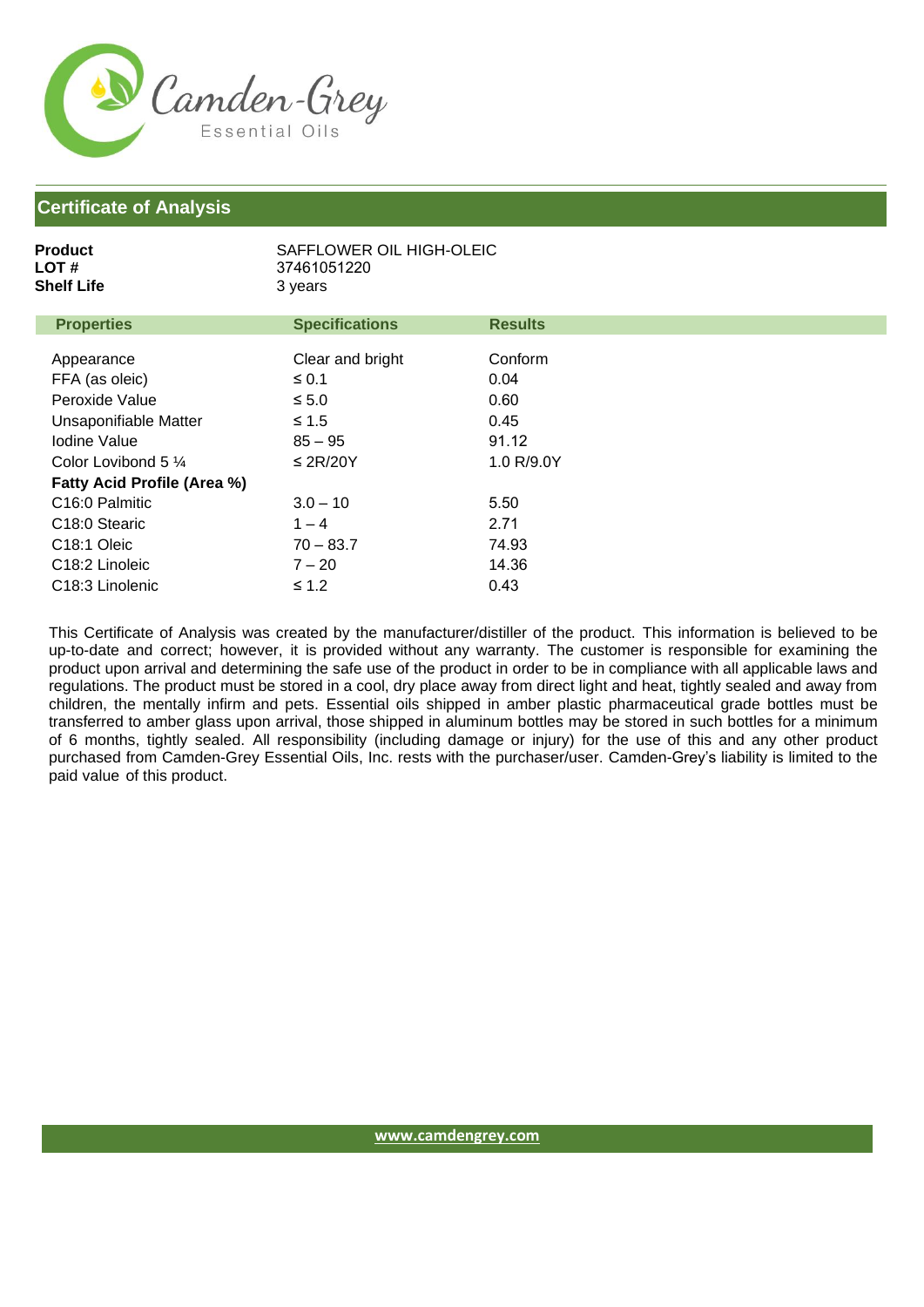## Certificate of Analysis

**Product** SAFFLOWER OIL HIGH-OLEIC
**LOT #** 37461051220
**Shelf Life** 3 years

| Properties | Specifications | Results |
|---|---|---|
| Appearance | Clear and bright | Conform |
| FFA (as oleic) | ≤ 0.1 | 0.04 |
| Peroxide Value | ≤ 5.0 | 0.60 |
| Unsaponifiable Matter | ≤ 1.5 | 0.45 |
| Iodine Value | 85 – 95 | 91.12 |
| Color Lovibond 5 ¼ | ≤ 2R/20Y | 1.0 R/9.0Y |
| **Fatty Acid Profile (Area %)** | | |
| C16:0 Palmitic | 3.0 – 10 | 5.50 |
| C18:0 Stearic | 1 – 4 | 2.71 |
| C18:1 Oleic | 70 – 83.7 | 74.93 |
| C18:2 Linoleic | 7 – 20 | 14.36 |
| C18:3 Linolenic | ≤ 1.2 | 0.43 |

This Certificate of Analysis was created by the manufacturer/distiller of the product. This information is believed to be up-to-date and correct; however, it is provided without any warranty. The customer is responsible for examining the product upon arrival and determining the safe use of the product in order to be in compliance with all applicable laws and regulations. The product must be stored in a cool, dry place away from direct light and heat, tightly sealed and away from children, the mentally infirm and pets. Essential oils shipped in amber plastic pharmaceutical grade bottles must be transferred to amber glass upon arrival, those shipped in aluminum bottles may be stored in such bottles for a minimum of 6 months, tightly sealed. All responsibility (including damage or injury) for the use of this and any other product purchased from Camden-Grey Essential Oils, Inc. rests with the purchaser/user. Camden-Grey's liability is limited to the paid value of this product.

www.camdengrey.com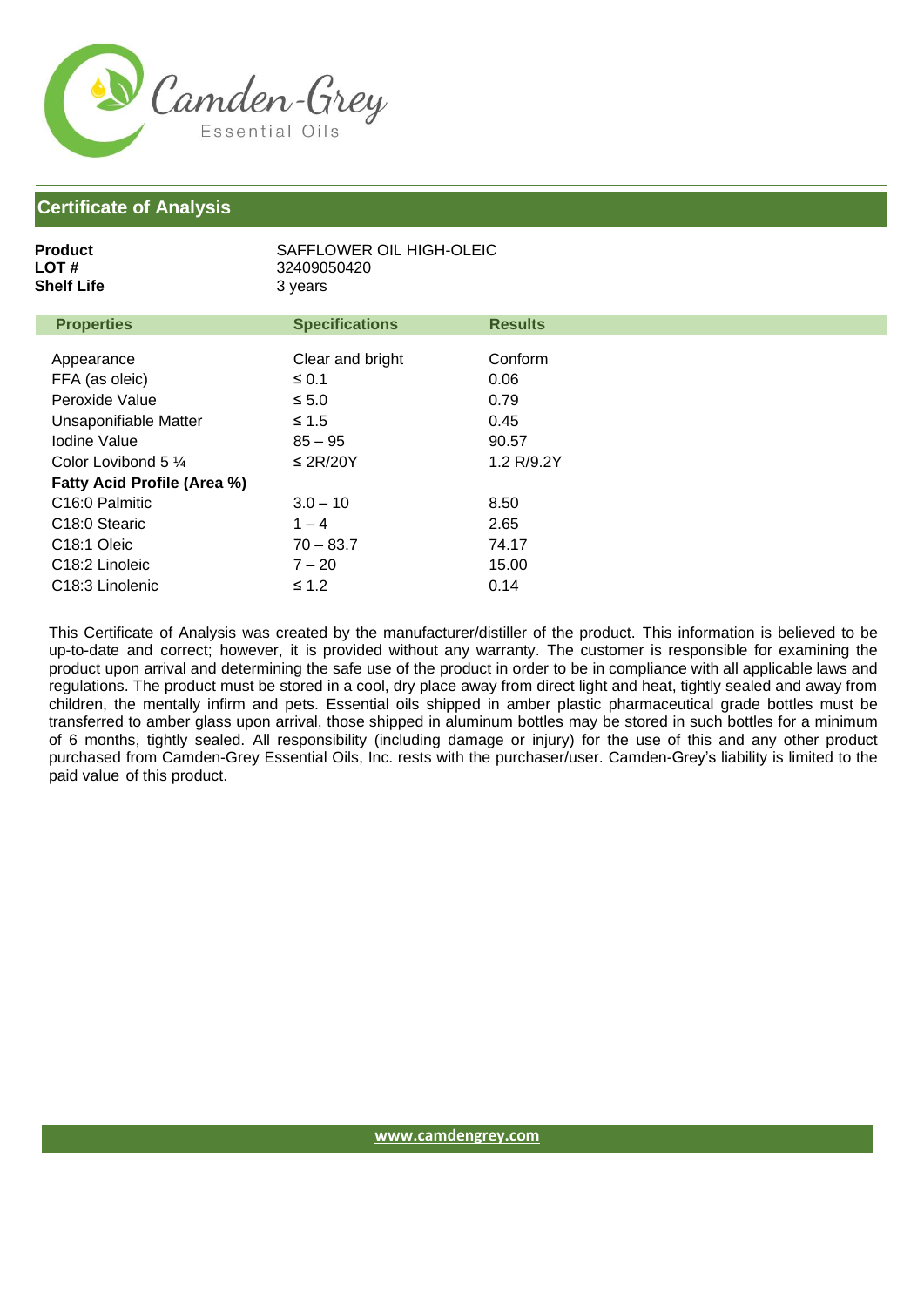Camden-Grey
Essential Oils

## Certificate of Analysis

**Product** SAFFLOWER OIL HIGH-OLEIC
**LOT #** 32409050420
**Shelf Life** 3 years

| Properties | Specifications | Results |
|---|---|---|
| Appearance | Clear and bright | Conform |
| FFA (as oleic) | ≤ 0.1 | 0.06 |
| Peroxide Value | ≤ 5.0 | 0.79 |
| Unsaponifiable Matter | ≤ 1.5 | 0.45 |
| Iodine Value | 85 – 95 | 90.57 |
| Color Lovibond 5 ¼ | ≤ 2R/20Y | 1.2 R/9.2Y |
| **Fatty Acid Profile (Area %)** | | |
| C16:0 Palmitic | 3.0 – 10 | 8.50 |
| C18:0 Stearic | 1 – 4 | 2.65 |
| C18:1 Oleic | 70 – 83.7 | 74.17 |
| C18:2 Linoleic | 7 – 20 | 15.00 |
| C18:3 Linolenic | ≤ 1.2 | 0.14 |

This Certificate of Analysis was created by the manufacturer/distiller of the product. This information is believed to be up-to-date and correct; however, it is provided without any warranty. The customer is responsible for examining the product upon arrival and determining the safe use of the product in order to be in compliance with all applicable laws and regulations. The product must be stored in a cool, dry place away from direct light and heat, tightly sealed and away from children, the mentally infirm and pets. Essential oils shipped in amber plastic pharmaceutical grade bottles must be transferred to amber glass upon arrival, those shipped in aluminum bottles may be stored in such bottles for a minimum of 6 months, tightly sealed. All responsibility (including damage or injury) for the use of this and any other product purchased from Camden-Grey Essential Oils, Inc. rests with the purchaser/user. Camden-Grey's liability is limited to the paid value of this product.

www.camdengrey.com